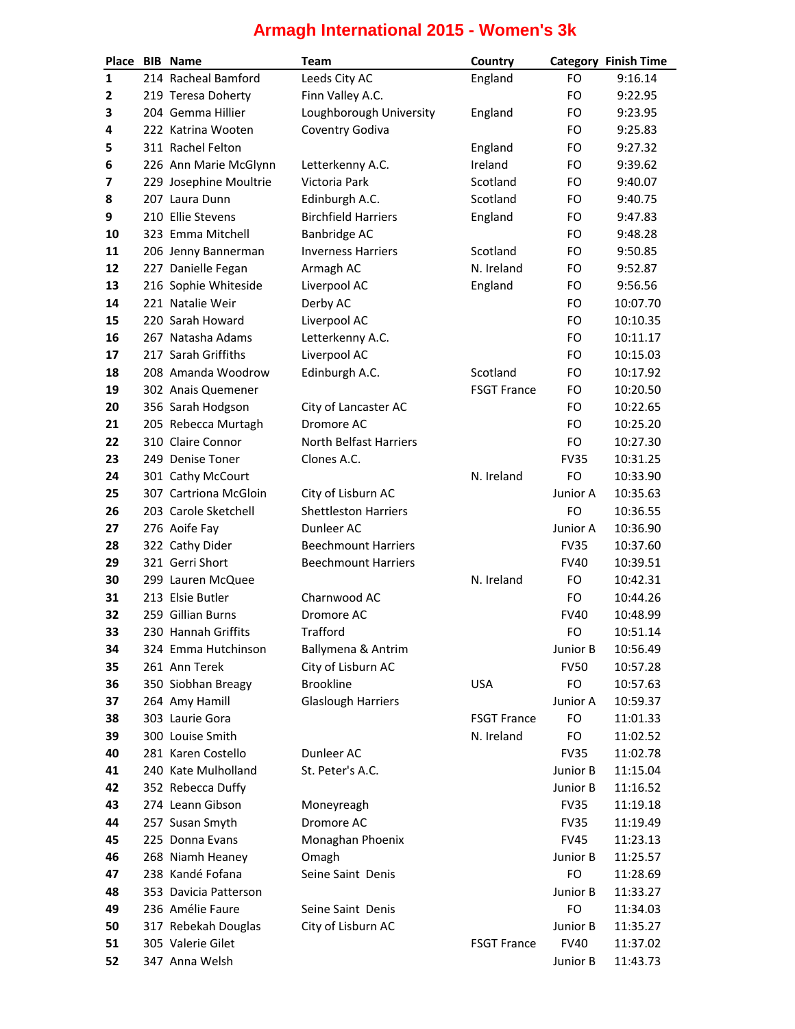# Armagh International 2015 - Women's 3k

| Place | BIB | Name | Team | Country | Category | Finish Time |
|---|---|---|---|---|---|---|
| 1 | 214 | Racheal Bamford | Leeds City AC | England | FO | 9:16.14 |
| 2 | 219 | Teresa Doherty | Finn Valley A.C. | | FO | 9:22.95 |
| 3 | 204 | Gemma Hillier | Loughborough University | England | FO | 9:23.95 |
| 4 | 222 | Katrina Wooten | Coventry Godiva | | FO | 9:25.83 |
| 5 | 311 | Rachel Felton | | England | FO | 9:27.32 |
| 6 | 226 | Ann Marie McGlynn | Letterkenny A.C. | Ireland | FO | 9:39.62 |
| 7 | 229 | Josephine Moultrie | Victoria Park | Scotland | FO | 9:40.07 |
| 8 | 207 | Laura Dunn | Edinburgh A.C. | Scotland | FO | 9:40.75 |
| 9 | 210 | Ellie Stevens | Birchfield Harriers | England | FO | 9:47.83 |
| 10 | 323 | Emma Mitchell | Banbridge AC | | FO | 9:48.28 |
| 11 | 206 | Jenny Bannerman | Inverness Harriers | Scotland | FO | 9:50.85 |
| 12 | 227 | Danielle Fegan | Armagh AC | N. Ireland | FO | 9:52.87 |
| 13 | 216 | Sophie Whiteside | Liverpool AC | England | FO | 9:56.56 |
| 14 | 221 | Natalie Weir | Derby AC | | FO | 10:07.70 |
| 15 | 220 | Sarah Howard | Liverpool AC | | FO | 10:10.35 |
| 16 | 267 | Natasha Adams | Letterkenny A.C. | | FO | 10:11.17 |
| 17 | 217 | Sarah Griffiths | Liverpool AC | | FO | 10:15.03 |
| 18 | 208 | Amanda Woodrow | Edinburgh A.C. | Scotland | FO | 10:17.92 |
| 19 | 302 | Anais Quemener | | FSGT France | FO | 10:20.50 |
| 20 | 356 | Sarah Hodgson | City of Lancaster AC | | FO | 10:22.65 |
| 21 | 205 | Rebecca Murtagh | Dromore AC | | FO | 10:25.20 |
| 22 | 310 | Claire Connor | North Belfast Harriers | | FO | 10:27.30 |
| 23 | 249 | Denise Toner | Clones A.C. | | FV35 | 10:31.25 |
| 24 | 301 | Cathy McCourt | | N. Ireland | FO | 10:33.90 |
| 25 | 307 | Cartriona McGloin | City of Lisburn AC | | Junior A | 10:35.63 |
| 26 | 203 | Carole Sketchell | Shettleston Harriers | | FO | 10:36.55 |
| 27 | 276 | Aoife Fay | Dunleer AC | | Junior A | 10:36.90 |
| 28 | 322 | Cathy Dider | Beechmount Harriers | | FV35 | 10:37.60 |
| 29 | 321 | Gerri Short | Beechmount Harriers | | FV40 | 10:39.51 |
| 30 | 299 | Lauren McQuee | | N. Ireland | FO | 10:42.31 |
| 31 | 213 | Elsie Butler | Charnwood AC | | FO | 10:44.26 |
| 32 | 259 | Gillian Burns | Dromore AC | | FV40 | 10:48.99 |
| 33 | 230 | Hannah Griffits | Trafford | | FO | 10:51.14 |
| 34 | 324 | Emma Hutchinson | Ballymena & Antrim | | Junior B | 10:56.49 |
| 35 | 261 | Ann Terek | City of Lisburn AC | | FV50 | 10:57.28 |
| 36 | 350 | Siobhan Breagy | Brookline | USA | FO | 10:57.63 |
| 37 | 264 | Amy Hamill | Glaslough Harriers | | Junior A | 10:59.37 |
| 38 | 303 | Laurie Gora | | FSGT France | FO | 11:01.33 |
| 39 | 300 | Louise Smith | | N. Ireland | FO | 11:02.52 |
| 40 | 281 | Karen Costello | Dunleer AC | | FV35 | 11:02.78 |
| 41 | 240 | Kate Mulholland | St. Peter's A.C. | | Junior B | 11:15.04 |
| 42 | 352 | Rebecca Duffy | | | Junior B | 11:16.52 |
| 43 | 274 | Leann Gibson | Moneyreagh | | FV35 | 11:19.18 |
| 44 | 257 | Susan Smyth | Dromore AC | | FV35 | 11:19.49 |
| 45 | 225 | Donna Evans | Monaghan Phoenix | | FV45 | 11:23.13 |
| 46 | 268 | Niamh Heaney | Omagh | | Junior B | 11:25.57 |
| 47 | 238 | Kandé Fofana | Seine Saint Denis | | FO | 11:28.69 |
| 48 | 353 | Davicia Patterson | | | Junior B | 11:33.27 |
| 49 | 236 | Amélie Faure | Seine Saint Denis | | FO | 11:34.03 |
| 50 | 317 | Rebekah Douglas | City of Lisburn AC | | Junior B | 11:35.27 |
| 51 | 305 | Valerie Gilet | | FSGT France | FV40 | 11:37.02 |
| 52 | 347 | Anna Welsh | | | Junior B | 11:43.73 |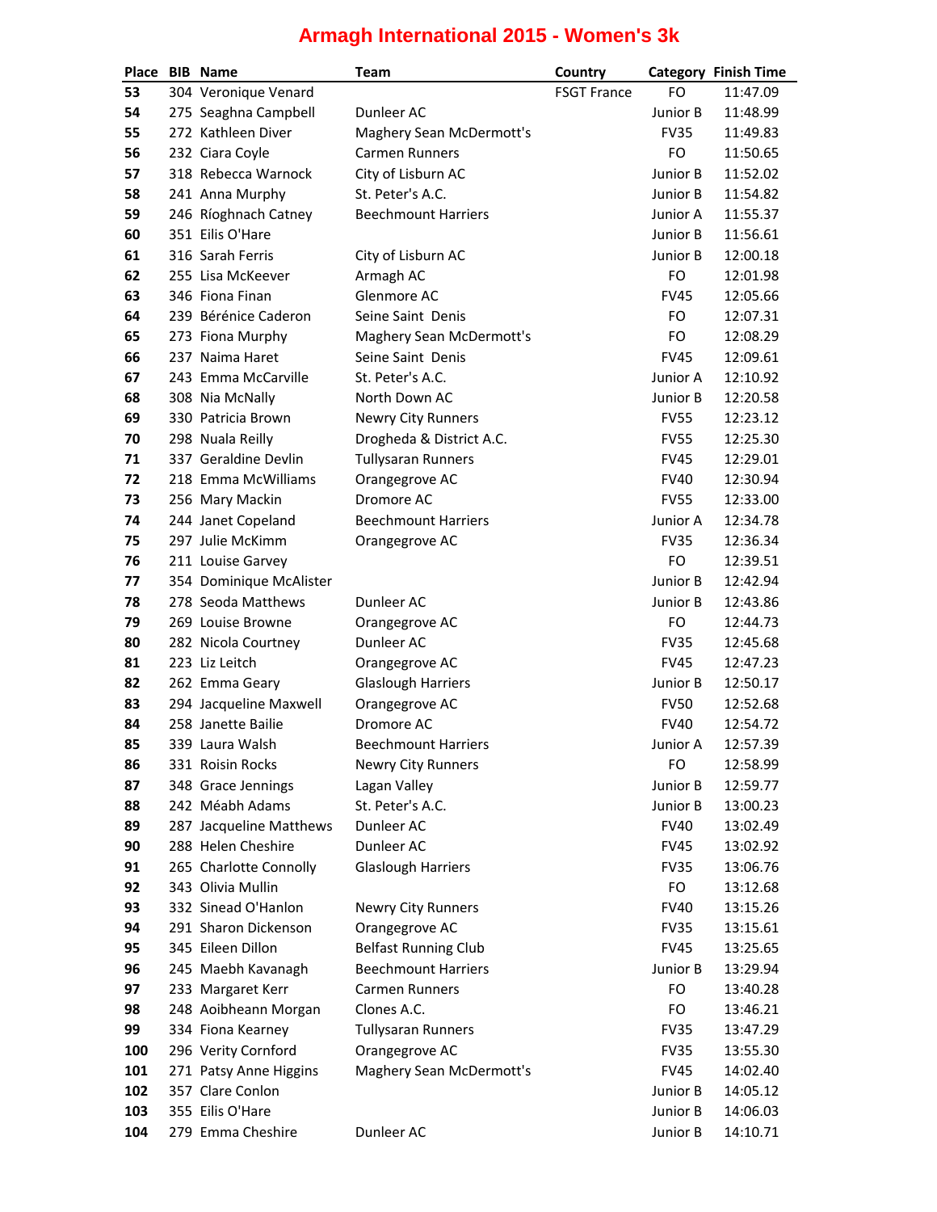# Armagh International 2015 - Women's 3k

| Place | BIB | Name | Team | Country | Category | Finish Time |
|---|---|---|---|---|---|---|
| 53 | 304 | Veronique Venard | | FSGT France | FO | 11:47.09 |
| 54 | 275 | Seaghna Campbell | Dunleer AC | | Junior B | 11:48.99 |
| 55 | 272 | Kathleen Diver | Maghery Sean McDermott's | | FV35 | 11:49.83 |
| 56 | 232 | Ciara Coyle | Carmen Runners | | FO | 11:50.65 |
| 57 | 318 | Rebecca Warnock | City of Lisburn AC | | Junior B | 11:52.02 |
| 58 | 241 | Anna Murphy | St. Peter's A.C. | | Junior B | 11:54.82 |
| 59 | 246 | Ríoghnach Catney | Beechmount Harriers | | Junior A | 11:55.37 |
| 60 | 351 | Eilis O'Hare | | | Junior B | 11:56.61 |
| 61 | 316 | Sarah Ferris | City of Lisburn AC | | Junior B | 12:00.18 |
| 62 | 255 | Lisa McKeever | Armagh AC | | FO | 12:01.98 |
| 63 | 346 | Fiona Finan | Glenmore AC | | FV45 | 12:05.66 |
| 64 | 239 | Bérénice Caderon | Seine Saint Denis | | FO | 12:07.31 |
| 65 | 273 | Fiona Murphy | Maghery Sean McDermott's | | FO | 12:08.29 |
| 66 | 237 | Naima Haret | Seine Saint Denis | | FV45 | 12:09.61 |
| 67 | 243 | Emma McCarville | St. Peter's A.C. | | Junior A | 12:10.92 |
| 68 | 308 | Nia McNally | North Down AC | | Junior B | 12:20.58 |
| 69 | 330 | Patricia Brown | Newry City Runners | | FV55 | 12:23.12 |
| 70 | 298 | Nuala Reilly | Drogheda & District A.C. | | FV55 | 12:25.30 |
| 71 | 337 | Geraldine Devlin | Tullysaran Runners | | FV45 | 12:29.01 |
| 72 | 218 | Emma McWilliams | Orangegrove AC | | FV40 | 12:30.94 |
| 73 | 256 | Mary Mackin | Dromore AC | | FV55 | 12:33.00 |
| 74 | 244 | Janet Copeland | Beechmount Harriers | | Junior A | 12:34.78 |
| 75 | 297 | Julie McKimm | Orangegrove AC | | FV35 | 12:36.34 |
| 76 | 211 | Louise Garvey | | | FO | 12:39.51 |
| 77 | 354 | Dominique McAlister | | | Junior B | 12:42.94 |
| 78 | 278 | Seoda Matthews | Dunleer AC | | Junior B | 12:43.86 |
| 79 | 269 | Louise Browne | Orangegrove AC | | FO | 12:44.73 |
| 80 | 282 | Nicola Courtney | Dunleer AC | | FV35 | 12:45.68 |
| 81 | 223 | Liz Leitch | Orangegrove AC | | FV45 | 12:47.23 |
| 82 | 262 | Emma Geary | Glaslough Harriers | | Junior B | 12:50.17 |
| 83 | 294 | Jacqueline Maxwell | Orangegrove AC | | FV50 | 12:52.68 |
| 84 | 258 | Janette Bailie | Dromore AC | | FV40 | 12:54.72 |
| 85 | 339 | Laura Walsh | Beechmount Harriers | | Junior A | 12:57.39 |
| 86 | 331 | Roisin Rocks | Newry City Runners | | FO | 12:58.99 |
| 87 | 348 | Grace Jennings | Lagan Valley | | Junior B | 12:59.77 |
| 88 | 242 | Méabh Adams | St. Peter's A.C. | | Junior B | 13:00.23 |
| 89 | 287 | Jacqueline Matthews | Dunleer AC | | FV40 | 13:02.49 |
| 90 | 288 | Helen Cheshire | Dunleer AC | | FV45 | 13:02.92 |
| 91 | 265 | Charlotte Connolly | Glaslough Harriers | | FV35 | 13:06.76 |
| 92 | 343 | Olivia Mullin | | | FO | 13:12.68 |
| 93 | 332 | Sinead O'Hanlon | Newry City Runners | | FV40 | 13:15.26 |
| 94 | 291 | Sharon Dickenson | Orangegrove AC | | FV35 | 13:15.61 |
| 95 | 345 | Eileen Dillon | Belfast Running Club | | FV45 | 13:25.65 |
| 96 | 245 | Maebh Kavanagh | Beechmount Harriers | | Junior B | 13:29.94 |
| 97 | 233 | Margaret Kerr | Carmen Runners | | FO | 13:40.28 |
| 98 | 248 | Aoibheann Morgan | Clones A.C. | | FO | 13:46.21 |
| 99 | 334 | Fiona Kearney | Tullysaran Runners | | FV35 | 13:47.29 |
| 100 | 296 | Verity Cornford | Orangegrove AC | | FV35 | 13:55.30 |
| 101 | 271 | Patsy Anne Higgins | Maghery Sean McDermott's | | FV45 | 14:02.40 |
| 102 | 357 | Clare Conlon | | | Junior B | 14:05.12 |
| 103 | 355 | Eilis O'Hare | | | Junior B | 14:06.03 |
| 104 | 279 | Emma Cheshire | Dunleer AC | | Junior B | 14:10.71 |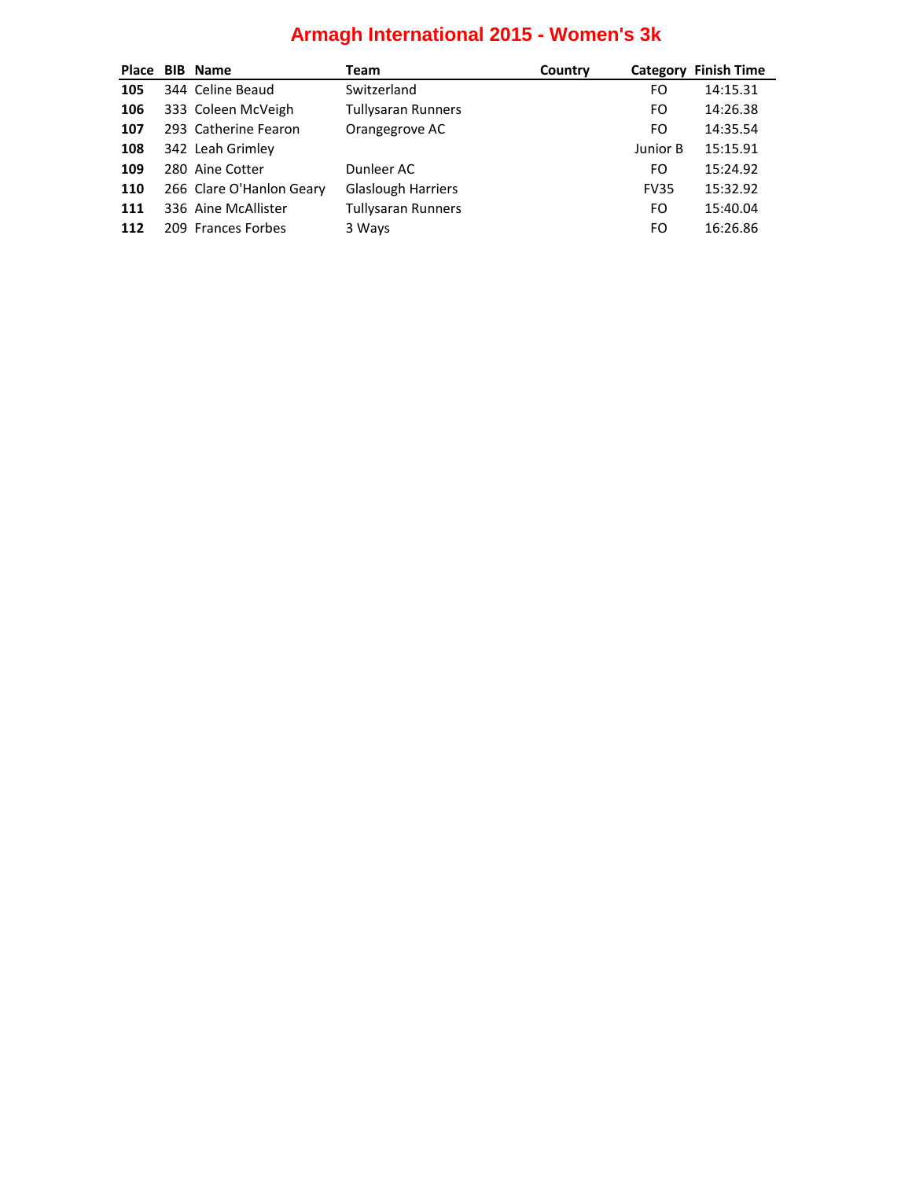# Armagh International 2015 - Women's 3k

| Place | BIB | Name | Team | Country | Category | Finish Time |
|---|---|---|---|---|---|---|
| **105** | 344 | Celine Beaud | Switzerland | | FO | 14:15.31 |
| **106** | 333 | Coleen McVeigh | Tullysaran Runners | | FO | 14:26.38 |
| **107** | 293 | Catherine Fearon | Orangegrove AC | | FO | 14:35.54 |
| **108** | 342 | Leah Grimley | | | Junior B | 15:15.91 |
| **109** | 280 | Aine Cotter | Dunleer AC | | FO | 15:24.92 |
| **110** | 266 | Clare O'Hanlon Geary | Glaslough Harriers | | FV35 | 15:32.92 |
| **111** | 336 | Aine McAllister | Tullysaran Runners | | FO | 15:40.04 |
| **112** | 209 | Frances Forbes | 3 Ways | | FO | 16:26.86 |